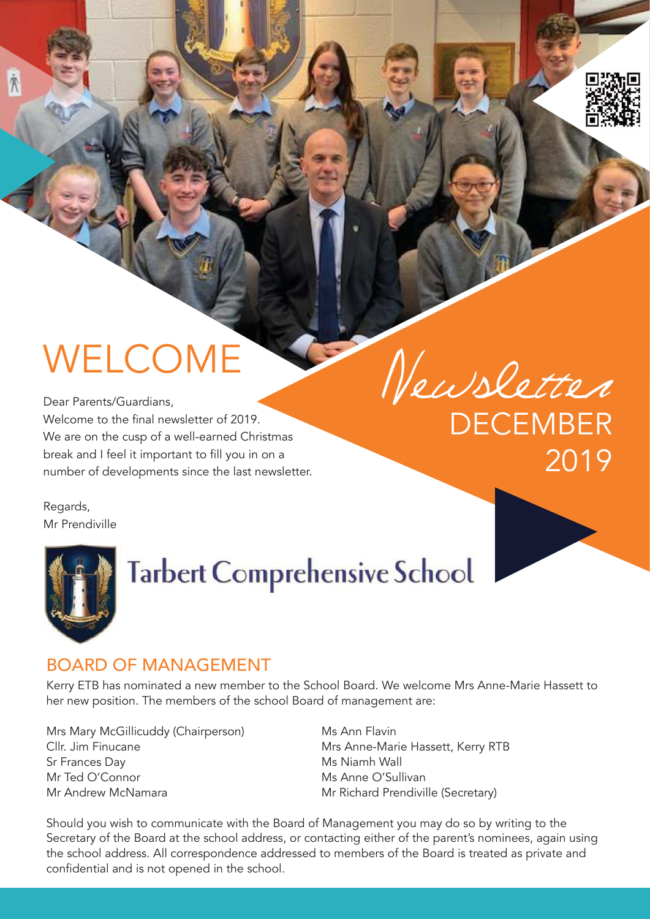# WELCOME

Dear Parents/Guardians,

Welcome to the final newsletter of 2019.

We are on the cusp of a well-earned Christmas break and I feel it important to fill you in on a number of developments since the last newsletter.

Regards,

Mr Prendiville

*Newsletter*

DECEMBER 2019

Tarbert Comprehensive School

## BOARD OF MANAGEMENT

Kerry ETB has nominated a new member to the School Board. We welcome Mrs Anne-Marie Hassett to her new position. The members of the school Board of management are:

- Mrs Mary McGillicuddy (Chairperson)
- Cllr. Jim Finucane
- Sr Frances Day
- Mr Ted O'Connor
- Mr Andrew McNamara
- Ms Ann Flavin
- Mrs Anne-Marie Hassett, Kerry RTB
- Ms Niamh Wall
- Ms Anne O'Sullivan
- Mr Richard Prendiville (Secretary)

Should you wish to communicate with the Board of Management you may do so by writing to the Secretary of the Board at the school address, or contacting either of the parent's nominees, again using the school address. All correspondence addressed to members of the Board is treated as private and confidential and is not opened in the school.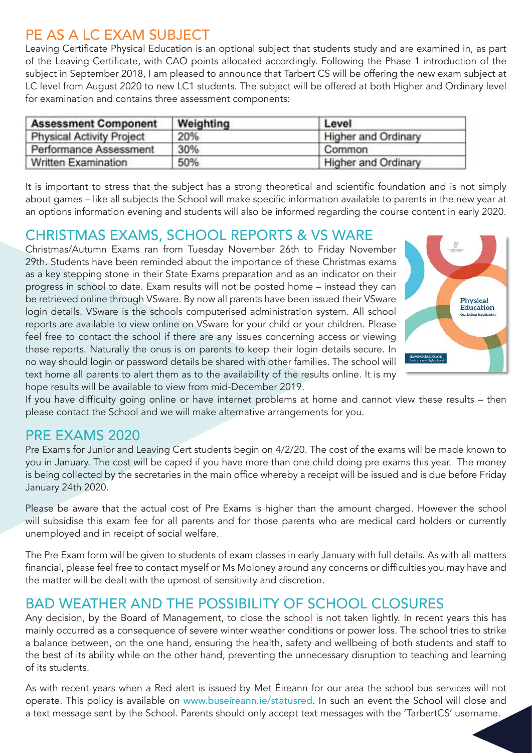## PE AS A LC EXAM SUBJECT

Leaving Certificate Physical Education is an optional subject that students study and are examined in, as part of the Leaving Certificate, with CAO points allocated accordingly. Following the Phase 1 introduction of the subject in September 2018, I am pleased to announce that Tarbert CS will be offering the new exam subject at LC level from August 2020 to new LC1 students. The subject will be offered at both Higher and Ordinary level for examination and contains three assessment components:

| Assessment Component | Weighting | Level |
|---|---|---|
| Physical Activity Project | 20% | Higher and Ordinary |
| Performance Assessment | 30% | Common |
| Written Examination | 50% | Higher and Ordinary |

It is important to stress that the subject has a strong theoretical and scientific foundation and is not simply about games – like all subjects the School will make specific information available to parents in the new year at an options information evening and students will also be informed regarding the course content in early 2020.

## CHRISTMAS EXAMS, SCHOOL REPORTS & VS WARE

Christmas/Autumn Exams ran from Tuesday November 26th to Friday November 29th. Students have been reminded about the importance of these Christmas exams as a key stepping stone in their State Exams preparation and as an indicator on their progress in school to date. Exam results will not be posted home – instead they can be retrieved online through VSware. By now all parents have been issued their VSware login details. VSware is the schools computerised administration system. All school reports are available to view online on VSware for your child or your children. Please feel free to contact the school if there are any issues concerning access or viewing these reports. Naturally the onus is on parents to keep their login details secure. In no way should login or password details be shared with other families. The school will text home all parents to alert them as to the availability of the results online. It is my hope results will be available to view from mid-December 2019.

If you have difficulty going online or have internet problems at home and cannot view these results – then please contact the School and we will make alternative arrangements for you.

## PRE EXAMS 2020

Pre Exams for Junior and Leaving Cert students begin on 4/2/20. The cost of the exams will be made known to you in January. The cost will be caped if you have more than one child doing pre exams this year. The money is being collected by the secretaries in the main office whereby a receipt will be issued and is due before Friday January 24th 2020.

Please be aware that the actual cost of Pre Exams is higher than the amount charged. However the school will subsidise this exam fee for all parents and for those parents who are medical card holders or currently unemployed and in receipt of social welfare.

The Pre Exam form will be given to students of exam classes in early January with full details. As with all matters financial, please feel free to contact myself or Ms Moloney around any concerns or difficulties you may have and the matter will be dealt with the upmost of sensitivity and discretion.

## BAD WEATHER AND THE POSSIBILITY OF SCHOOL CLOSURES

Any decision, by the Board of Management, to close the school is not taken lightly. In recent years this has mainly occurred as a consequence of severe winter weather conditions or power loss. The school tries to strike a balance between, on the one hand, ensuring the health, safety and wellbeing of both students and staff to the best of its ability while on the other hand, preventing the unnecessary disruption to teaching and learning of its students.

As with recent years when a Red alert is issued by Met Éireann for our area the school bus services will not operate. This policy is available on www.buseireann.ie/statusred. In such an event the School will close and a text message sent by the School. Parents should only accept text messages with the 'TarbertCS' username.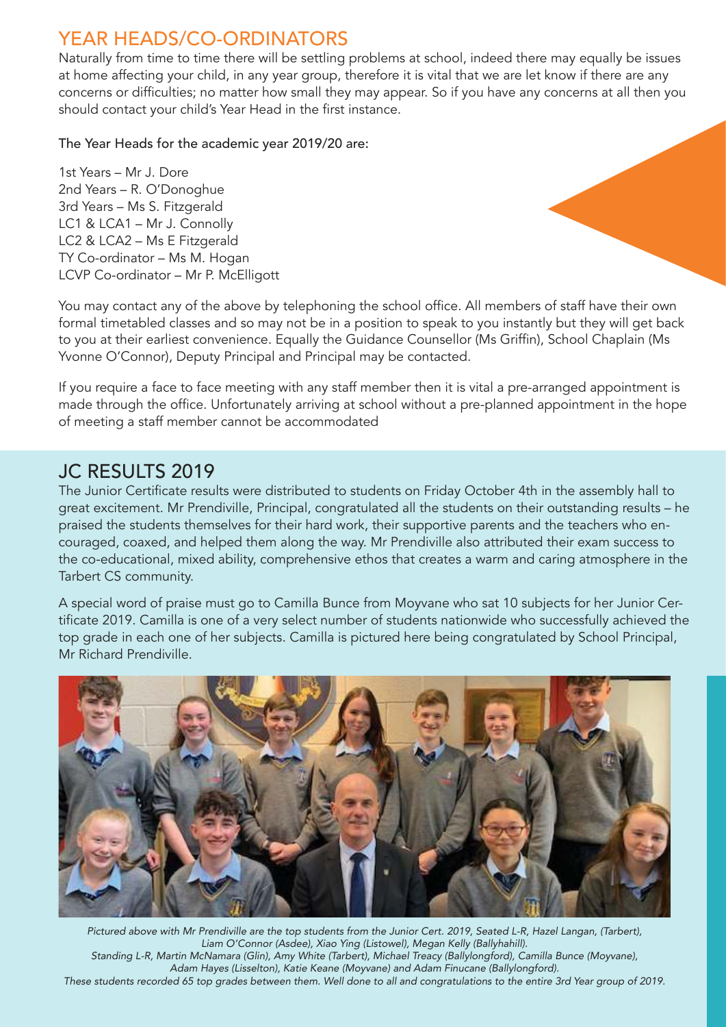## YEAR HEADS/CO-ORDINATORS

Naturally from time to time there will be settling problems at school, indeed there may equally be issues at home affecting your child, in any year group, therefore it is vital that we are let know if there are any concerns or difficulties; no matter how small they may appear. So if you have any concerns at all then you should contact your child's Year Head in the first instance.

The Year Heads for the academic year 2019/20 are:

1st Years – Mr J. Dore
2nd Years – R. O'Donoghue
3rd Years – Ms S. Fitzgerald
LC1 & LCA1 – Mr J. Connolly
LC2 & LCA2 – Ms E Fitzgerald
TY Co-ordinator – Ms M. Hogan
LCVP Co-ordinator – Mr P. McElligott

You may contact any of the above by telephoning the school office. All members of staff have their own formal timetabled classes and so may not be in a position to speak to you instantly but they will get back to you at their earliest convenience. Equally the Guidance Counsellor (Ms Griffin), School Chaplain (Ms Yvonne O'Connor), Deputy Principal and Principal may be contacted.

If you require a face to face meeting with any staff member then it is vital a pre-arranged appointment is made through the office. Unfortunately arriving at school without a pre-planned appointment in the hope of meeting a staff member cannot be accommodated

## JC RESULTS 2019

The Junior Certificate results were distributed to students on Friday October 4th in the assembly hall to great excitement. Mr Prendiville, Principal, congratulated all the students on their outstanding results – he praised the students themselves for their hard work, their supportive parents and the teachers who encouraged, coaxed, and helped them along the way. Mr Prendiville also attributed their exam success to the co-educational, mixed ability, comprehensive ethos that creates a warm and caring atmosphere in the Tarbert CS community.

A special word of praise must go to Camilla Bunce from Moyvane who sat 10 subjects for her Junior Certificate 2019. Camilla is one of a very select number of students nationwide who successfully achieved the top grade in each one of her subjects. Camilla is pictured here being congratulated by School Principal, Mr Richard Prendiville.

*Pictured above with Mr Prendiville are the top students from the Junior Cert. 2019, Seated L-R, Hazel Langan, (Tarbert), Liam O'Connor (Asdee), Xiao Ying (Listowel), Megan Kelly (Ballyhahill).*
*Standing L-R, Martin McNamara (Glin), Amy White (Tarbert), Michael Treacy (Ballylongford), Camilla Bunce (Moyvane), Adam Hayes (Lisselton), Katie Keane (Moyvane) and Adam Finucane (Ballylongford).*
*These students recorded 65 top grades between them. Well done to all and congratulations to the entire 3rd Year group of 2019.*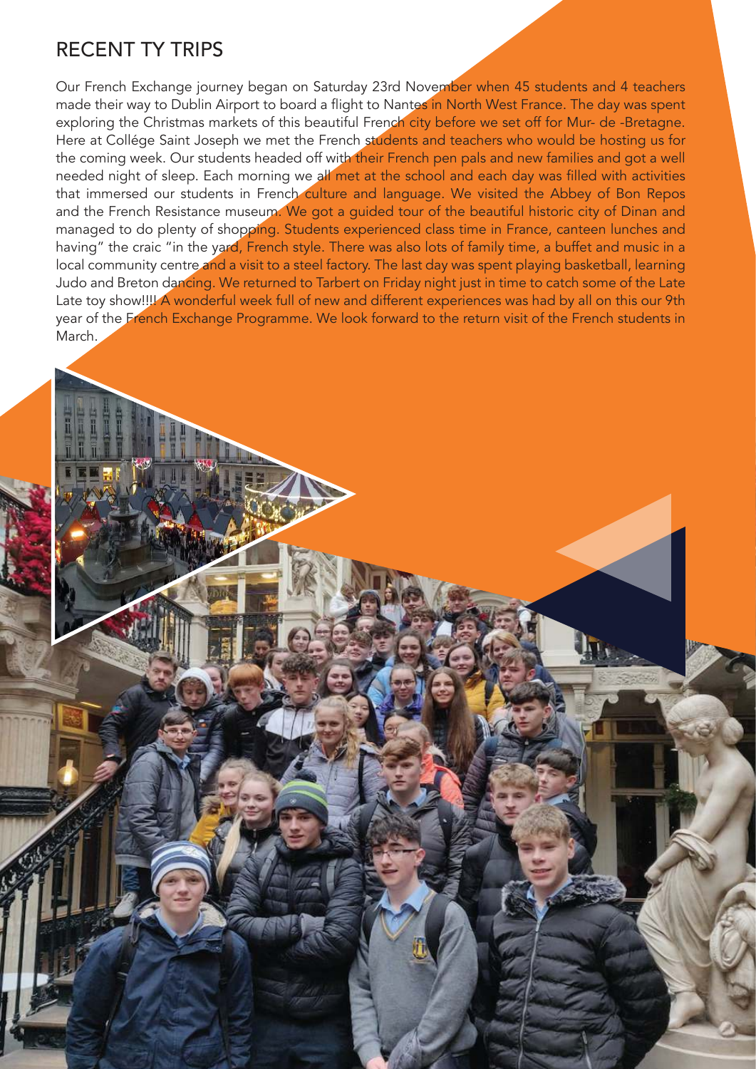## RECENT TY TRIPS

Our French Exchange journey began on Saturday 23rd November when 45 students and 4 teachers made their way to Dublin Airport to board a flight to Nantes in North West France. The day was spent exploring the Christmas markets of this beautiful French city before we set off for Mur- de -Bretagne. Here at Collége Saint Joseph we met the French students and teachers who would be hosting us for the coming week. Our students headed off with their French pen pals and new families and got a well needed night of sleep. Each morning we all met at the school and each day was filled with activities that immersed our students in French culture and language. We visited the Abbey of Bon Repos and the French Resistance museum. We got a guided tour of the beautiful historic city of Dinan and managed to do plenty of shopping. Students experienced class time in France, canteen lunches and having" the craic "in the yard, French style. There was also lots of family time, a buffet and music in a local community centre and a visit to a steel factory. The last day was spent playing basketball, learning Judo and Breton dancing. We returned to Tarbert on Friday night just in time to catch some of the Late Late toy show!!!! A wonderful week full of new and different experiences was had by all on this our 9th year of the French Exchange Programme. We look forward to the return visit of the French students in March.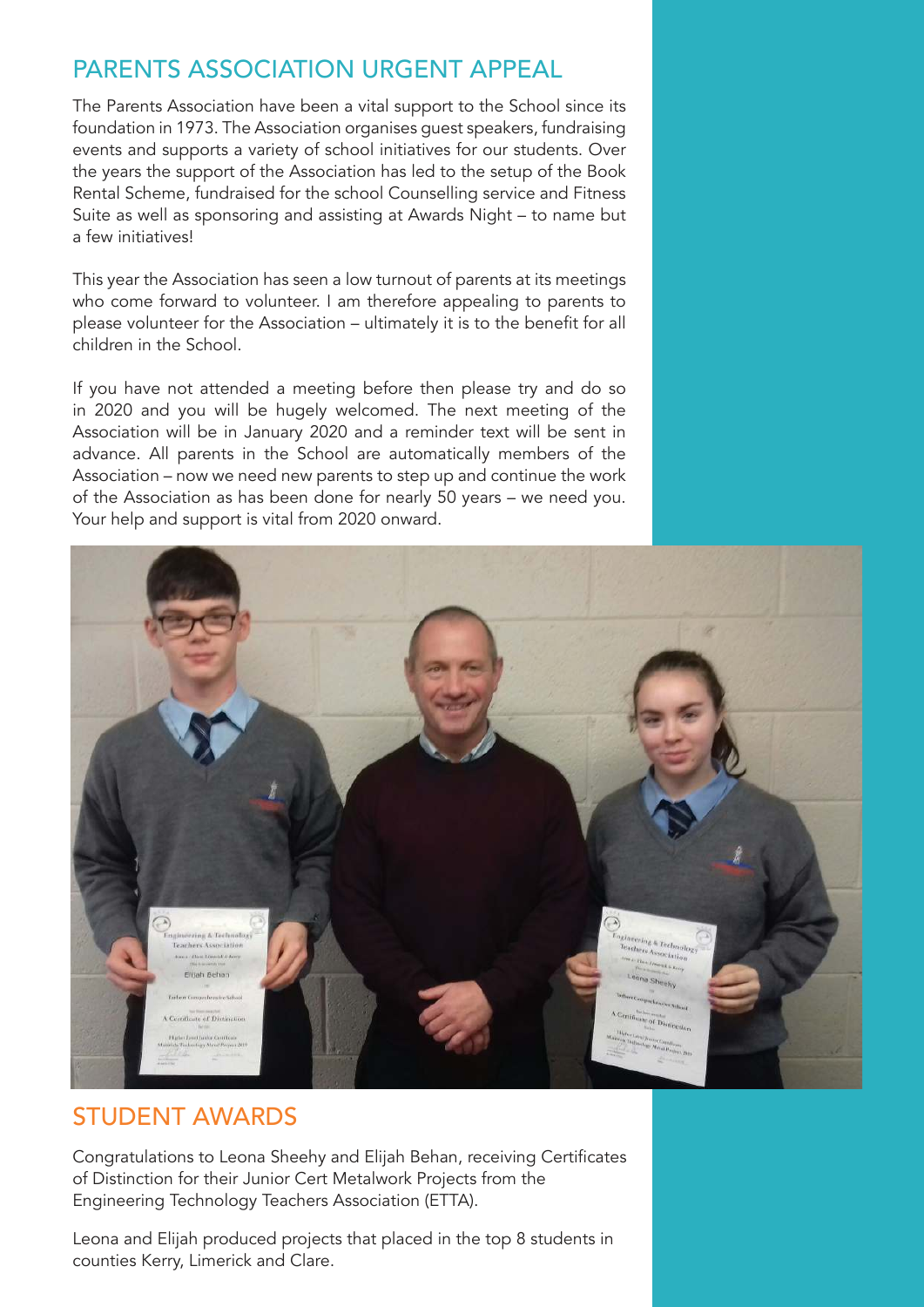## PARENTS ASSOCIATION URGENT APPEAL

The Parents Association have been a vital support to the School since its foundation in 1973. The Association organises guest speakers, fundraising events and supports a variety of school initiatives for our students. Over the years the support of the Association has led to the setup of the Book Rental Scheme, fundraised for the school Counselling service and Fitness Suite as well as sponsoring and assisting at Awards Night – to name but a few initiatives!

This year the Association has seen a low turnout of parents at its meetings who come forward to volunteer. I am therefore appealing to parents to please volunteer for the Association – ultimately it is to the benefit for all children in the School.

If you have not attended a meeting before then please try and do so in 2020 and you will be hugely welcomed. The next meeting of the Association will be in January 2020 and a reminder text will be sent in advance. All parents in the School are automatically members of the Association – now we need new parents to step up and continue the work of the Association as has been done for nearly 50 years – we need you. Your help and support is vital from 2020 onward.

## STUDENT AWARDS

Congratulations to Leona Sheehy and Elijah Behan, receiving Certificates of Distinction for their Junior Cert Metalwork Projects from the Engineering Technology Teachers Association (ETTA).

Leona and Elijah produced projects that placed in the top 8 students in counties Kerry, Limerick and Clare.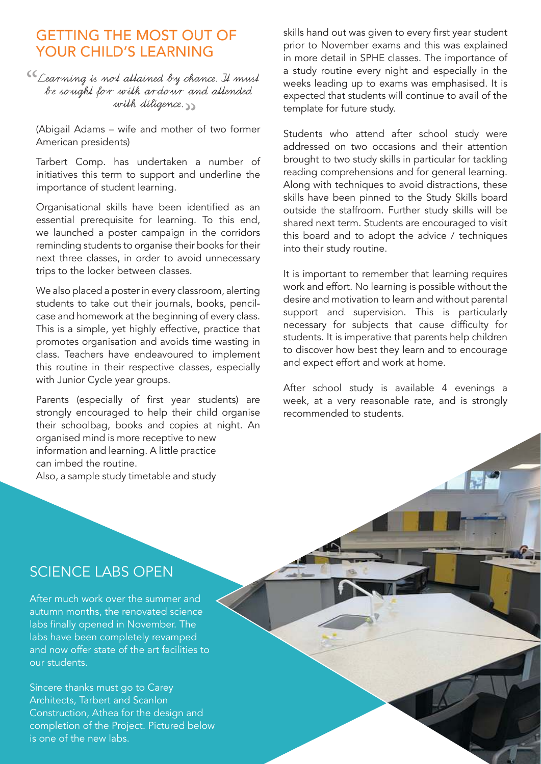## GETTING THE MOST OUT OF YOUR CHILD'S LEARNING

*"Learning is not attained by chance. It must be sought for with ardour and attended with diligence."*

(Abigail Adams – wife and mother of two former American presidents)

Tarbert Comp. has undertaken a number of initiatives this term to support and underline the importance of student learning.

Organisational skills have been identified as an essential prerequisite for learning. To this end, we launched a poster campaign in the corridors reminding students to organise their books for their next three classes, in order to avoid unnecessary trips to the locker between classes.

We also placed a poster in every classroom, alerting students to take out their journals, books, pencil-case and homework at the beginning of every class. This is a simple, yet highly effective, practice that promotes organisation and avoids time wasting in class. Teachers have endeavoured to implement this routine in their respective classes, especially with Junior Cycle year groups.

Parents (especially of first year students) are strongly encouraged to help their child organise their schoolbag, books and copies at night. An organised mind is more receptive to new information and learning. A little practice can imbed the routine.

Also, a sample study timetable and study skills hand out was given to every first year student prior to November exams and this was explained in more detail in SPHE classes. The importance of a study routine every night and especially in the weeks leading up to exams was emphasised. It is expected that students will continue to avail of the template for future study.

Students who attend after school study were addressed on two occasions and their attention brought to two study skills in particular for tackling reading comprehensions and for general learning. Along with techniques to avoid distractions, these skills have been pinned to the Study Skills board outside the staffroom. Further study skills will be shared next term. Students are encouraged to visit this board and to adopt the advice / techniques into their study routine.

It is important to remember that learning requires work and effort. No learning is possible without the desire and motivation to learn and without parental support and supervision. This is particularly necessary for subjects that cause difficulty for students. It is imperative that parents help children to discover how best they learn and to encourage and expect effort and work at home.

After school study is available 4 evenings a week, at a very reasonable rate, and is strongly recommended to students.

## SCIENCE LABS OPEN

After much work over the summer and autumn months, the renovated science labs finally opened in November. The labs have been completely revamped and now offer state of the art facilities to our students.

Sincere thanks must go to Carey Architects, Tarbert and Scanlon Construction, Athea for the design and completion of the Project. Pictured below is one of the new labs.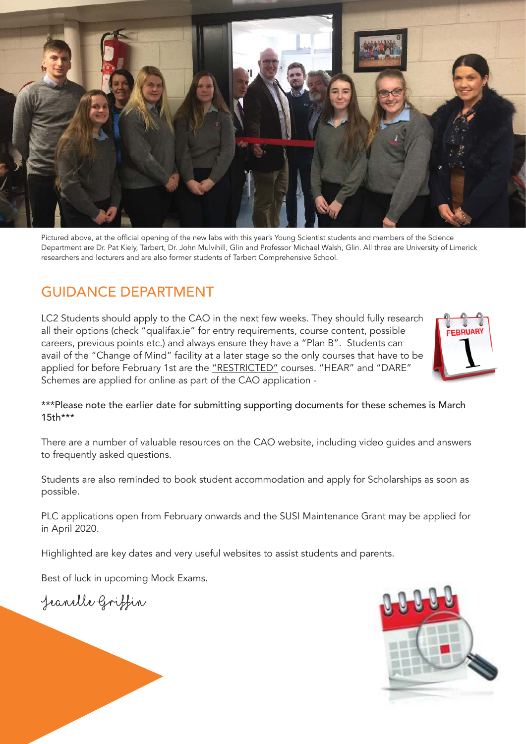Pictured above, at the official opening of the new labs with this year's Young Scientist students and members of the Science Department are Dr. Pat Kiely, Tarbert, Dr. John Mulvihill, Glin and Professor Michael Walsh, Glin. All three are University of Limerick researchers and lecturers and are also former students of Tarbert Comprehensive School.

## GUIDANCE DEPARTMENT

LC2 Students should apply to the CAO in the next few weeks. They should fully research all their options (check "qualifax.ie" for entry requirements, course content, possible careers, previous points etc.) and always ensure they have a "Plan B". Students can avail of the "Change of Mind" facility at a later stage so the only courses that have to be applied for before February 1st are the "RESTRICTED" courses. "HEAR" and "DARE" Schemes are applied for online as part of the CAO application -

***Please note the earlier date for submitting supporting documents for these schemes is March 15th***

There are a number of valuable resources on the CAO website, including video guides and answers to frequently asked questions.

Students are also reminded to book student accommodation and apply for Scholarships as soon as possible.

PLC applications open from February onwards and the SUSI Maintenance Grant may be applied for in April 2020.

Highlighted are key dates and very useful websites to assist students and parents.

Best of luck in upcoming Mock Exams.

Jeanelle Griffin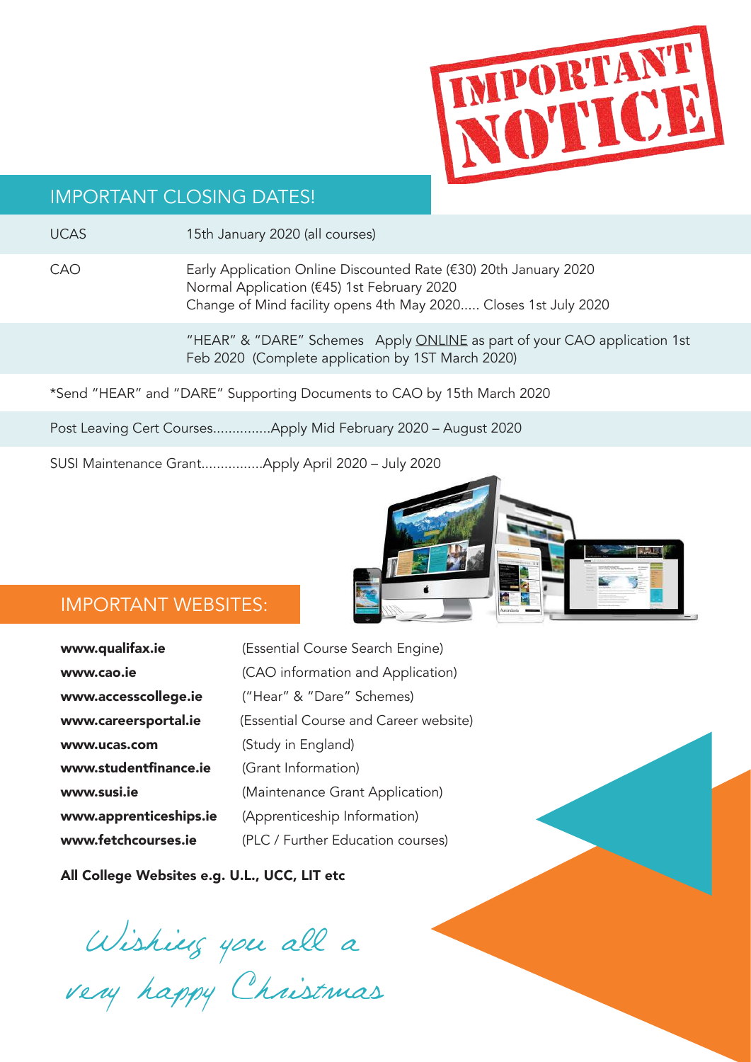IMPORTANT NOTICE

## IMPORTANT CLOSING DATES!

| | |
|---|---|
| UCAS | 15th January 2020 (all courses) |
| CAO | Early Application Online Discounted Rate (€30) 20th January 2020<br>Normal Application (€45) 1st February 2020<br>Change of Mind facility opens 4th May 2020..... Closes 1st July 2020 |
| | "HEAR" & "DARE" Schemes Apply ONLINE as part of your CAO application 1st Feb 2020 (Complete application by 1ST March 2020) |

*Send "HEAR" and "DARE" Supporting Documents to CAO by 15th March 2020

Post Leaving Cert Courses...............Apply Mid February 2020 – August 2020

SUSI Maintenance Grant................Apply April 2020 – July 2020

## IMPORTANT WEBSITES:

| | |
|---|---|
| **www.qualifax.ie** | (Essential Course Search Engine) |
| **www.cao.ie** | (CAO information and Application) |
| **www.accesscollege.ie** | ("Hear" & "Dare" Schemes) |
| **www.careersportal.ie** | (Essential Course and Career website) |
| **www.ucas.com** | (Study in England) |
| **www.studentfinance.ie** | (Grant Information) |
| **www.susi.ie** | (Maintenance Grant Application) |
| **www.apprenticeships.ie** | (Apprenticeship Information) |
| **www.fetchcourses.ie** | (PLC / Further Education courses) |

**All College Websites e.g. U.L., UCC, LIT etc**

*Wishing you all a very happy Christmas*